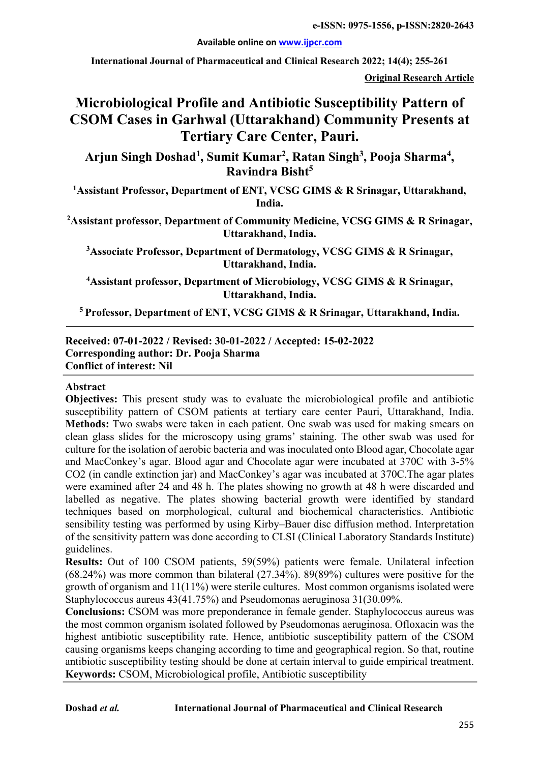e-ISSN: 0975-1556, p-ISSN:2820-2643

Available online on www.ijpcr.com

International Journal of Pharmaceutical and Clinical Research 2022; 14(4); 255-261

**Original Research Article**

# Microbiological Profile and Antibiotic Susceptibility Pattern of CSOM Cases in Garhwal (Uttarakhand) Community Presents at Tertiary Care Center, Pauri.

**Arjun Singh Doshad[1], Sumit Kumar[2], Ratan Singh[3], Pooja Sharma[4], Ravindra Bisht[5]**

[1]Assistant Professor, Department of ENT, VCSG GIMS & R Srinagar, Uttarakhand, India.

[2]Assistant professor, Department of Community Medicine, VCSG GIMS & R Srinagar, Uttarakhand, India.

[3]Associate Professor, Department of Dermatology, VCSG GIMS & R Srinagar, Uttarakhand, India.

[4]Assistant professor, Department of Microbiology, VCSG GIMS & R Srinagar, Uttarakhand, India.

[5] Professor, Department of ENT, VCSG GIMS & R Srinagar, Uttarakhand, India.

**Received: 07-01-2022 / Revised: 30-01-2022 / Accepted: 15-02-2022**
**Corresponding author: Dr. Pooja Sharma**
**Conflict of interest: Nil**

## Abstract

**Objectives:** This present study was to evaluate the microbiological profile and antibiotic susceptibility pattern of CSOM patients at tertiary care center Pauri, Uttarakhand, India.
**Methods:** Two swabs were taken in each patient. One swab was used for making smears on clean glass slides for the microscopy using grams' staining. The other swab was used for culture for the isolation of aerobic bacteria and was inoculated onto Blood agar, Chocolate agar and MacConkey's agar. Blood agar and Chocolate agar were incubated at 370C with 3-5% CO2 (in candle extinction jar) and MacConkey's agar was incubated at 370C.The agar plates were examined after 24 and 48 h. The plates showing no growth at 48 h were discarded and labelled as negative. The plates showing bacterial growth were identified by standard techniques based on morphological, cultural and biochemical characteristics. Antibiotic sensibility testing was performed by using Kirby–Bauer disc diffusion method. Interpretation of the sensitivity pattern was done according to CLSI (Clinical Laboratory Standards Institute) guidelines.
**Results:** Out of 100 CSOM patients, 59(59%) patients were female. Unilateral infection (68.24%) was more common than bilateral (27.34%). 89(89%) cultures were positive for the growth of organism and 11(11%) were sterile cultures. Most common organisms isolated were Staphylococcus aureus 43(41.75%) and Pseudomonas aeruginosa 31(30.09%.
**Conclusions:** CSOM was more preponderance in female gender. Staphylococcus aureus was the most common organism isolated followed by Pseudomonas aeruginosa. Ofloxacin was the highest antibiotic susceptibility rate. Hence, antibiotic susceptibility pattern of the CSOM causing organisms keeps changing according to time and geographical region. So that, routine antibiotic susceptibility testing should be done at certain interval to guide empirical treatment.
**Keywords:** CSOM, Microbiological profile, Antibiotic susceptibility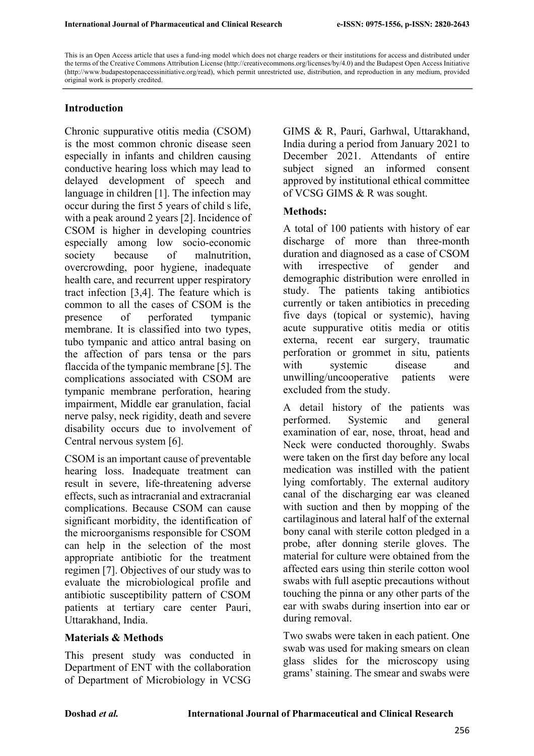This is an Open Access article that uses a fund-ing model which does not charge readers or their institutions for access and distributed under the terms of the Creative Commons Attribution License (http://creativecommons.org/licenses/by/4.0) and the Budapest Open Access Initiative (http://www.budapestopenaccessinitiative.org/read), which permit unrestricted use, distribution, and reproduction in any medium, provided original work is properly credited.

## Introduction

Chronic suppurative otitis media (CSOM) is the most common chronic disease seen especially in infants and children causing conductive hearing loss which may lead to delayed development of speech and language in children [1]. The infection may occur during the first 5 years of child s life, with a peak around 2 years [2]. Incidence of CSOM is higher in developing countries especially among low socio-economic society because of malnutrition, overcrowding, poor hygiene, inadequate health care, and recurrent upper respiratory tract infection [3,4]. The feature which is common to all the cases of CSOM is the presence of perforated tympanic membrane. It is classified into two types, tubo tympanic and attico antral basing on the affection of pars tensa or the pars flaccida of the tympanic membrane [5]. The complications associated with CSOM are tympanic membrane perforation, hearing impairment, Middle ear granulation, facial nerve palsy, neck rigidity, death and severe disability occurs due to involvement of Central nervous system [6].

CSOM is an important cause of preventable hearing loss. Inadequate treatment can result in severe, life-threatening adverse effects, such as intracranial and extracranial complications. Because CSOM can cause significant morbidity, the identification of the microorganisms responsible for CSOM can help in the selection of the most appropriate antibiotic for the treatment regimen [7]. Objectives of our study was to evaluate the microbiological profile and antibiotic susceptibility pattern of CSOM patients at tertiary care center Pauri, Uttarakhand, India.

## Materials & Methods

This present study was conducted in Department of ENT with the collaboration of Department of Microbiology in VCSG GIMS & R, Pauri, Garhwal, Uttarakhand, India during a period from January 2021 to December 2021. Attendants of entire subject signed an informed consent approved by institutional ethical committee of VCSG GIMS & R was sought.

### Methods:

A total of 100 patients with history of ear discharge of more than three-month duration and diagnosed as a case of CSOM with irrespective of gender and demographic distribution were enrolled in study. The patients taking antibiotics currently or taken antibiotics in preceding five days (topical or systemic), having acute suppurative otitis media or otitis externa, recent ear surgery, traumatic perforation or grommet in situ, patients with systemic disease and unwilling/uncooperative patients were excluded from the study.

A detail history of the patients was performed. Systemic and general examination of ear, nose, throat, head and Neck were conducted thoroughly. Swabs were taken on the first day before any local medication was instilled with the patient lying comfortably. The external auditory canal of the discharging ear was cleaned with suction and then by mopping of the cartilaginous and lateral half of the external bony canal with sterile cotton pledged in a probe, after donning sterile gloves. The material for culture were obtained from the affected ears using thin sterile cotton wool swabs with full aseptic precautions without touching the pinna or any other parts of the ear with swabs during insertion into ear or during removal.

Two swabs were taken in each patient. One swab was used for making smears on clean glass slides for the microscopy using grams' staining. The smear and swabs were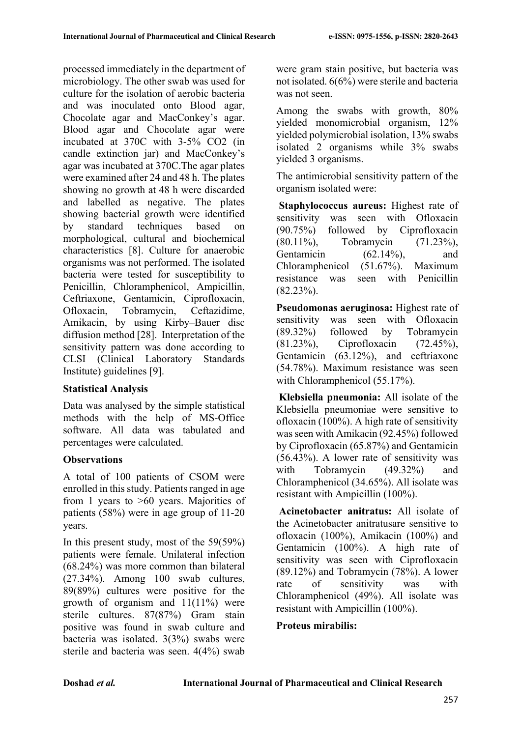processed immediately in the department of microbiology. The other swab was used for culture for the isolation of aerobic bacteria and was inoculated onto Blood agar, Chocolate agar and MacConkey's agar. Blood agar and Chocolate agar were incubated at 370C with 3-5% CO2 (in candle extinction jar) and MacConkey's agar was incubated at 370C.The agar plates were examined after 24 and 48 h. The plates showing no growth at 48 h were discarded and labelled as negative. The plates showing bacterial growth were identified by standard techniques based on morphological, cultural and biochemical characteristics [8]. Culture for anaerobic organisms was not performed. The isolated bacteria were tested for susceptibility to Penicillin, Chloramphenicol, Ampicillin, Ceftriaxone, Gentamicin, Ciprofloxacin, Ofloxacin, Tobramycin, Ceftazidime, Amikacin, by using Kirby–Bauer disc diffusion method [28]. Interpretation of the sensitivity pattern was done according to CLSI (Clinical Laboratory Standards Institute) guidelines [9].

**Statistical Analysis**

Data was analysed by the simple statistical methods with the help of MS-Office software. All data was tabulated and percentages were calculated.

**Observations**

A total of 100 patients of CSOM were enrolled in this study. Patients ranged in age from 1 years to >60 years. Majorities of patients (58%) were in age group of 11-20 years.

In this present study, most of the 59(59%) patients were female. Unilateral infection (68.24%) was more common than bilateral (27.34%). Among 100 swab cultures, 89(89%) cultures were positive for the growth of organism and 11(11%) were sterile cultures. 87(87%) Gram stain positive was found in swab culture and bacteria was isolated. 3(3%) swabs were sterile and bacteria was seen. 4(4%) swab were gram stain positive, but bacteria was not isolated. 6(6%) were sterile and bacteria was not seen.

Among the swabs with growth, 80% yielded monomicrobial organism, 12% yielded polymicrobial isolation, 13% swabs isolated 2 organisms while 3% swabs yielded 3 organisms.

The antimicrobial sensitivity pattern of the organism isolated were:

**Staphylococcus aureus:** Highest rate of sensitivity was seen with Ofloxacin (90.75%) followed by Ciprofloxacin (80.11%), Tobramycin (71.23%), Gentamicin (62.14%), and Chloramphenicol (51.67%). Maximum resistance was seen with Penicillin (82.23%).

**Pseudomonas aeruginosa:** Highest rate of sensitivity was seen with Ofloxacin (89.32%) followed by Tobramycin (81.23%), Ciprofloxacin (72.45%), Gentamicin (63.12%), and ceftriaxone (54.78%). Maximum resistance was seen with Chloramphenicol (55.17%).

**Klebsiella pneumonia:** All isolate of the Klebsiella pneumoniae were sensitive to ofloxacin (100%). A high rate of sensitivity was seen with Amikacin (92.45%) followed by Ciprofloxacin (65.87%) and Gentamicin (56.43%). A lower rate of sensitivity was with Tobramycin (49.32%) and Chloramphenicol (34.65%). All isolate was resistant with Ampicillin (100%).

**Acinetobacter anitratus:** All isolate of the Acinetobacter anitratusare sensitive to ofloxacin (100%), Amikacin (100%) and Gentamicin (100%). A high rate of sensitivity was seen with Ciprofloxacin (89.12%) and Tobramycin (78%). A lower rate of sensitivity was with Chloramphenicol (49%). All isolate was resistant with Ampicillin (100%).

**Proteus mirabilis:**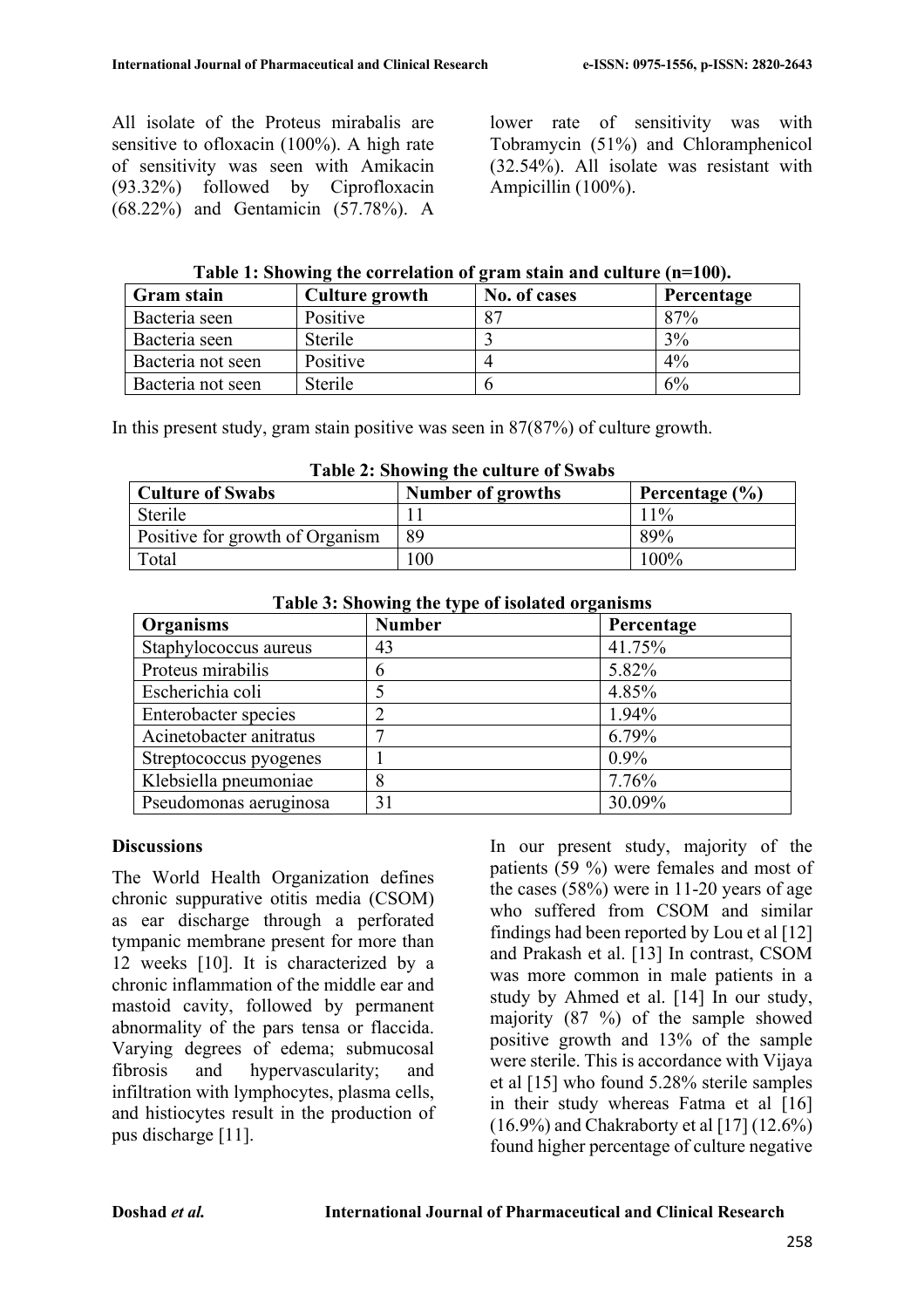All isolate of the Proteus mirabalis are sensitive to ofloxacin (100%). A high rate of sensitivity was seen with Amikacin (93.32%) followed by Ciprofloxacin (68.22%) and Gentamicin (57.78%). A lower rate of sensitivity was with Tobramycin (51%) and Chloramphenicol (32.54%). All isolate was resistant with Ampicillin (100%).

**Table 1: Showing the correlation of gram stain and culture (n=100).**

| Gram stain | Culture growth | No. of cases | Percentage |
|---|---|---|---|
| Bacteria seen | Positive | 87 | 87% |
| Bacteria seen | Sterile | 3 | 3% |
| Bacteria not seen | Positive | 4 | 4% |
| Bacteria not seen | Sterile | 6 | 6% |

In this present study, gram stain positive was seen in 87(87%) of culture growth.

**Table 2: Showing the culture of Swabs**

| Culture of Swabs | Number of growths | Percentage (%) |
|---|---|---|
| Sterile | 11 | 11% |
| Positive for growth of Organism | 89 | 89% |
| Total | 100 | 100% |

**Table 3: Showing the type of isolated organisms**

| Organisms | Number | Percentage |
|---|---|---|
| Staphylococcus aureus | 43 | 41.75% |
| Proteus mirabilis | 6 | 5.82% |
| Escherichia coli | 5 | 4.85% |
| Enterobacter species | 2 | 1.94% |
| Acinetobacter anitratus | 7 | 6.79% |
| Streptococcus pyogenes | 1 | 0.9% |
| Klebsiella pneumoniae | 8 | 7.76% |
| Pseudomonas aeruginosa | 31 | 30.09% |

## Discussions

The World Health Organization defines chronic suppurative otitis media (CSOM) as ear discharge through a perforated tympanic membrane present for more than 12 weeks [10]. It is characterized by a chronic inflammation of the middle ear and mastoid cavity, followed by permanent abnormality of the pars tensa or flaccida. Varying degrees of edema; submucosal fibrosis and hypervascularity; and infiltration with lymphocytes, plasma cells, and histiocytes result in the production of pus discharge [11].

In our present study, majority of the patients (59 %) were females and most of the cases (58%) were in 11-20 years of age who suffered from CSOM and similar findings had been reported by Lou et al [12] and Prakash et al. [13] In contrast, CSOM was more common in male patients in a study by Ahmed et al. [14] In our study, majority (87 %) of the sample showed positive growth and 13% of the sample were sterile. This is accordance with Vijaya et al [15] who found 5.28% sterile samples in their study whereas Fatma et al [16] (16.9%) and Chakraborty et al [17] (12.6%) found higher percentage of culture negative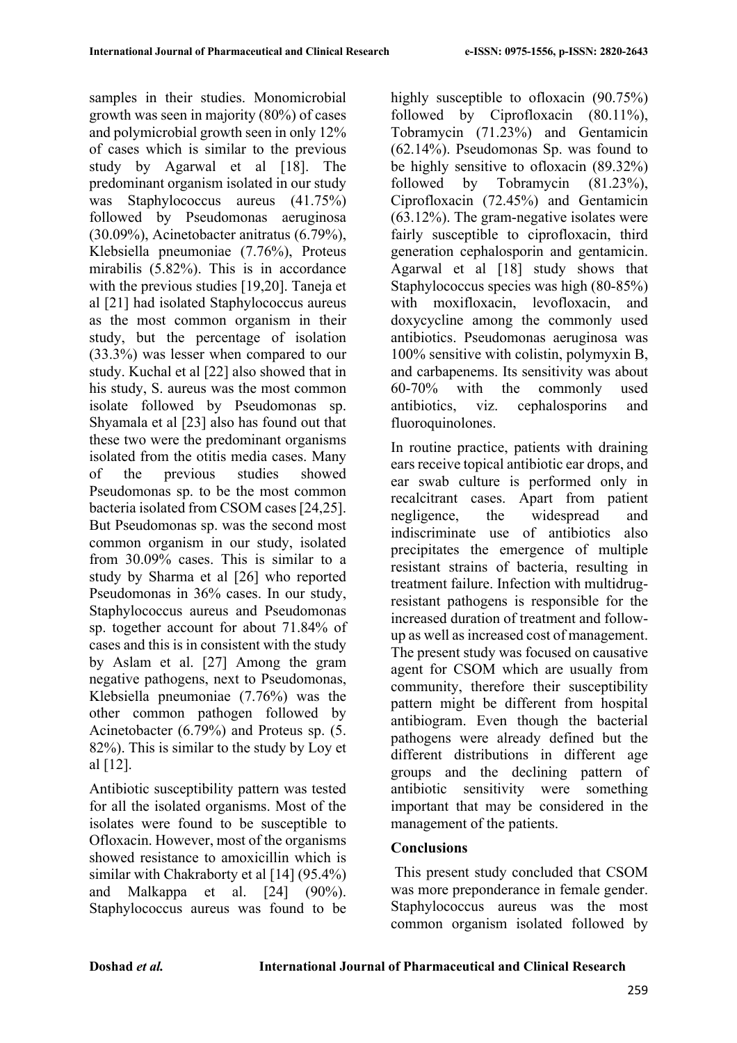samples in their studies. Monomicrobial growth was seen in majority (80%) of cases and polymicrobial growth seen in only 12% of cases which is similar to the previous study by Agarwal et al [18]. The predominant organism isolated in our study was Staphylococcus aureus (41.75%) followed by Pseudomonas aeruginosa (30.09%), Acinetobacter anitratus (6.79%), Klebsiella pneumoniae (7.76%), Proteus mirabilis (5.82%). This is in accordance with the previous studies [19,20]. Taneja et al [21] had isolated Staphylococcus aureus as the most common organism in their study, but the percentage of isolation (33.3%) was lesser when compared to our study. Kuchal et al [22] also showed that in his study, S. aureus was the most common isolate followed by Pseudomonas sp. Shyamala et al [23] also has found out that these two were the predominant organisms isolated from the otitis media cases. Many of the previous studies showed Pseudomonas sp. to be the most common bacteria isolated from CSOM cases [24,25]. But Pseudomonas sp. was the second most common organism in our study, isolated from 30.09% cases. This is similar to a study by Sharma et al [26] who reported Pseudomonas in 36% cases. In our study, Staphylococcus aureus and Pseudomonas sp. together account for about 71.84% of cases and this is in consistent with the study by Aslam et al. [27] Among the gram negative pathogens, next to Pseudomonas, Klebsiella pneumoniae (7.76%) was the other common pathogen followed by Acinetobacter (6.79%) and Proteus sp. (5. 82%). This is similar to the study by Loy et al [12].

Antibiotic susceptibility pattern was tested for all the isolated organisms. Most of the isolates were found to be susceptible to Ofloxacin. However, most of the organisms showed resistance to amoxicillin which is similar with Chakraborty et al [14] (95.4%) and Malkappa et al. [24] (90%). Staphylococcus aureus was found to be highly susceptible to ofloxacin (90.75%) followed by Ciprofloxacin (80.11%), Tobramycin (71.23%) and Gentamicin (62.14%). Pseudomonas Sp. was found to be highly sensitive to ofloxacin (89.32%) followed by Tobramycin (81.23%), Ciprofloxacin (72.45%) and Gentamicin (63.12%). The gram-negative isolates were fairly susceptible to ciprofloxacin, third generation cephalosporin and gentamicin. Agarwal et al [18] study shows that Staphylococcus species was high (80-85%) with moxifloxacin, levofloxacin, and doxycycline among the commonly used antibiotics. Pseudomonas aeruginosa was 100% sensitive with colistin, polymyxin B, and carbapenems. Its sensitivity was about 60-70% with the commonly used antibiotics, viz. cephalosporins and fluoroquinolones.

In routine practice, patients with draining ears receive topical antibiotic ear drops, and ear swab culture is performed only in recalcitrant cases. Apart from patient negligence, the widespread and indiscriminate use of antibiotics also precipitates the emergence of multiple resistant strains of bacteria, resulting in treatment failure. Infection with multidrug-resistant pathogens is responsible for the increased duration of treatment and follow-up as well as increased cost of management. The present study was focused on causative agent for CSOM which are usually from community, therefore their susceptibility pattern might be different from hospital antibiogram. Even though the bacterial pathogens were already defined but the different distributions in different age groups and the declining pattern of antibiotic sensitivity were something important that may be considered in the management of the patients.

## Conclusions

This present study concluded that CSOM was more preponderance in female gender. Staphylococcus aureus was the most common organism isolated followed by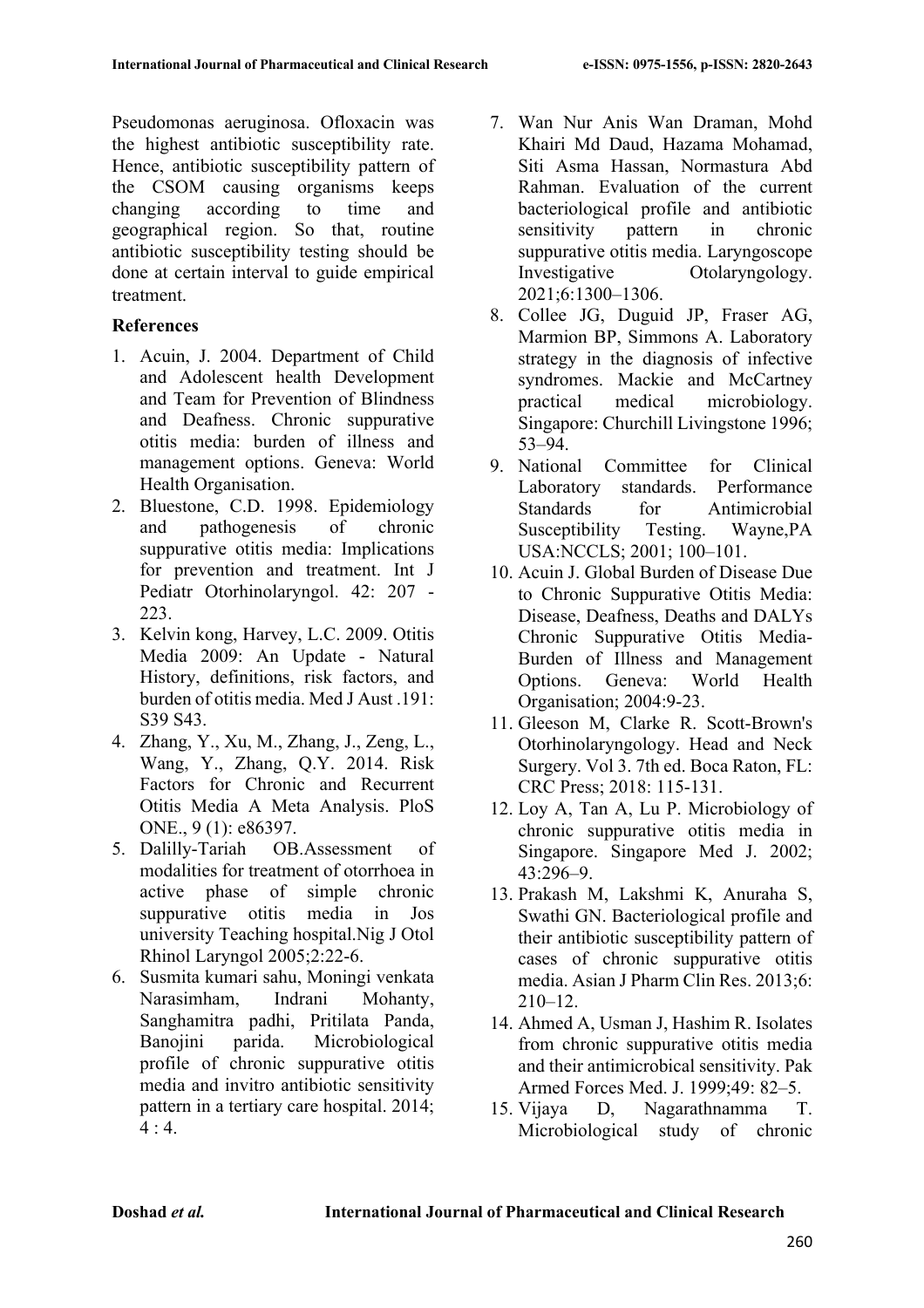Pseudomonas aeruginosa. Ofloxacin was the highest antibiotic susceptibility rate. Hence, antibiotic susceptibility pattern of the CSOM causing organisms keeps changing according to time and geographical region. So that, routine antibiotic susceptibility testing should be done at certain interval to guide empirical treatment.

## References

1. Acuin, J. 2004. Department of Child and Adolescent health Development and Team for Prevention of Blindness and Deafness. Chronic suppurative otitis media: burden of illness and management options. Geneva: World Health Organisation.
2. Bluestone, C.D. 1998. Epidemiology and pathogenesis of chronic suppurative otitis media: Implications for prevention and treatment. Int J Pediatr Otorhinolaryngol. 42: 207 - 223.
3. Kelvin kong, Harvey, L.C. 2009. Otitis Media 2009: An Update - Natural History, definitions, risk factors, and burden of otitis media. Med J Aust .191: S39 S43.
4. Zhang, Y., Xu, M., Zhang, J., Zeng, L., Wang, Y., Zhang, Q.Y. 2014. Risk Factors for Chronic and Recurrent Otitis Media A Meta Analysis. PloS ONE., 9 (1): e86397.
5. Dalilly-Tariah OB.Assessment of modalities for treatment of otorrhoea in active phase of simple chronic suppurative otitis media in Jos university Teaching hospital.Nig J Otol Rhinol Laryngol 2005;2:22-6.
6. Susmita kumari sahu, Moningi venkata Narasimham, Indrani Mohanty, Sanghamitra padhi, Pritilata Panda, Banojini parida. Microbiological profile of chronic suppurative otitis media and invitro antibiotic sensitivity pattern in a tertiary care hospital. 2014; 4 : 4.
7. Wan Nur Anis Wan Draman, Mohd Khairi Md Daud, Hazama Mohamad, Siti Asma Hassan, Normastura Abd Rahman. Evaluation of the current bacteriological profile and antibiotic sensitivity pattern in chronic suppurative otitis media. Laryngoscope Investigative Otolaryngology. 2021;6:1300–1306.
8. Collee JG, Duguid JP, Fraser AG, Marmion BP, Simmons A. Laboratory strategy in the diagnosis of infective syndromes. Mackie and McCartney practical medical microbiology. Singapore: Churchill Livingstone 1996; 53–94.
9. National Committee for Clinical Laboratory standards. Performance Standards for Antimicrobial Susceptibility Testing. Wayne,PA USA:NCCLS; 2001; 100–101.
10. Acuin J. Global Burden of Disease Due to Chronic Suppurative Otitis Media: Disease, Deafness, Deaths and DALYs Chronic Suppurative Otitis Media- Burden of Illness and Management Options. Geneva: World Health Organisation; 2004:9-23.
11. Gleeson M, Clarke R. Scott-Brown's Otorhinolaryngology. Head and Neck Surgery. Vol 3. 7th ed. Boca Raton, FL: CRC Press; 2018: 115-131.
12. Loy A, Tan A, Lu P. Microbiology of chronic suppurative otitis media in Singapore. Singapore Med J. 2002; 43:296–9.
13. Prakash M, Lakshmi K, Anuraha S, Swathi GN. Bacteriological profile and their antibiotic susceptibility pattern of cases of chronic suppurative otitis media. Asian J Pharm Clin Res. 2013;6: 210–12.
14. Ahmed A, Usman J, Hashim R. Isolates from chronic suppurative otitis media and their antimicrobical sensitivity. Pak Armed Forces Med. J. 1999;49: 82–5.
15. Vijaya D, Nagarathnamma T. Microbiological study of chronic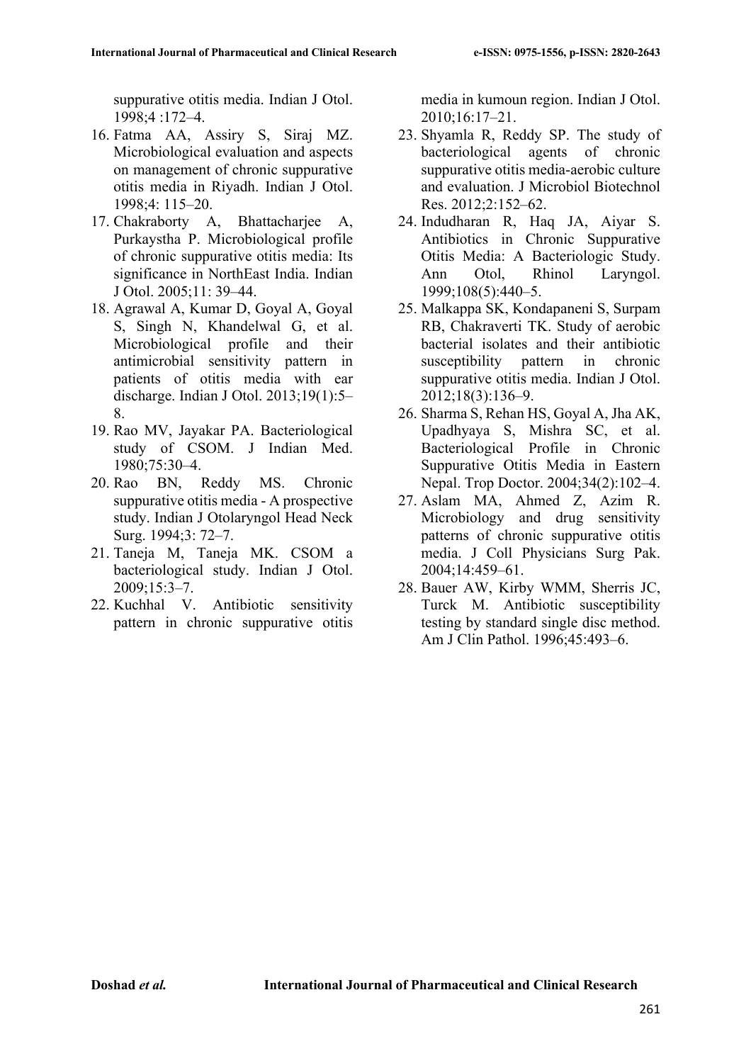suppurative otitis media. Indian J Otol. 1998;4 :172–4.

16. Fatma AA, Assiry S, Siraj MZ. Microbiological evaluation and aspects on management of chronic suppurative otitis media in Riyadh. Indian J Otol. 1998;4: 115–20.
17. Chakraborty A, Bhattacharjee A, Purkaystha P. Microbiological profile of chronic suppurative otitis media: Its significance in NorthEast India. Indian J Otol. 2005;11: 39–44.
18. Agrawal A, Kumar D, Goyal A, Goyal S, Singh N, Khandelwal G, et al. Microbiological profile and their antimicrobial sensitivity pattern in patients of otitis media with ear discharge. Indian J Otol. 2013;19(1):5–8.
19. Rao MV, Jayakar PA. Bacteriological study of CSOM. J Indian Med. 1980;75:30–4.
20. Rao BN, Reddy MS. Chronic suppurative otitis media - A prospective study. Indian J Otolaryngol Head Neck Surg. 1994;3: 72–7.
21. Taneja M, Taneja MK. CSOM a bacteriological study. Indian J Otol. 2009;15:3–7.
22. Kuchhal V. Antibiotic sensitivity pattern in chronic suppurative otitis media in kumoun region. Indian J Otol. 2010;16:17–21.
23. Shyamla R, Reddy SP. The study of bacteriological agents of chronic suppurative otitis media-aerobic culture and evaluation. J Microbiol Biotechnol Res. 2012;2:152–62.
24. Indudharan R, Haq JA, Aiyar S. Antibiotics in Chronic Suppurative Otitis Media: A Bacteriologic Study. Ann Otol, Rhinol Laryngol. 1999;108(5):440–5.
25. Malkappa SK, Kondapaneni S, Surpam RB, Chakraverti TK. Study of aerobic bacterial isolates and their antibiotic susceptibility pattern in chronic suppurative otitis media. Indian J Otol. 2012;18(3):136–9.
26. Sharma S, Rehan HS, Goyal A, Jha AK, Upadhyaya S, Mishra SC, et al. Bacteriological Profile in Chronic Suppurative Otitis Media in Eastern Nepal. Trop Doctor. 2004;34(2):102–4.
27. Aslam MA, Ahmed Z, Azim R. Microbiology and drug sensitivity patterns of chronic suppurative otitis media. J Coll Physicians Surg Pak. 2004;14:459–61.
28. Bauer AW, Kirby WMM, Sherris JC, Turck M. Antibiotic susceptibility testing by standard single disc method. Am J Clin Pathol. 1996;45:493–6.